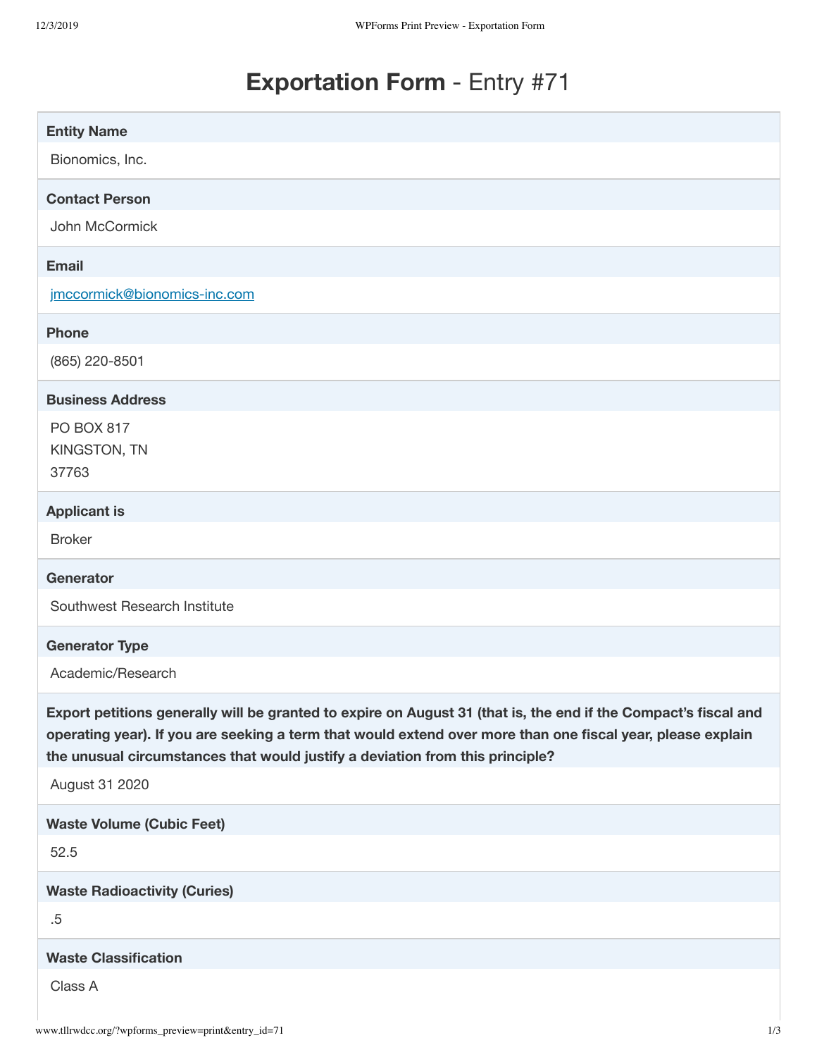# **Exportation Form** - Entry #71

**Entity Name**

Bionomics, Inc.

**Contact Person**

John McCormick

**Email**

jmccormick@bionomics-inc.com

**Phone**

(865) 220-8501

**Business Address**

PO BOX 817
KINGSTON, TN
37763

**Applicant is**

Broker

**Generator**

Southwest Research Institute

**Generator Type**

Academic/Research

**Export petitions generally will be granted to expire on August 31 (that is, the end if the Compact's fiscal and operating year). If you are seeking a term that would extend over more than one fiscal year, please explain the unusual circumstances that would justify a deviation from this principle?**

August 31 2020

**Waste Volume (Cubic Feet)**

52.5

**Waste Radioactivity (Curies)**

.5

**Waste Classification**

Class A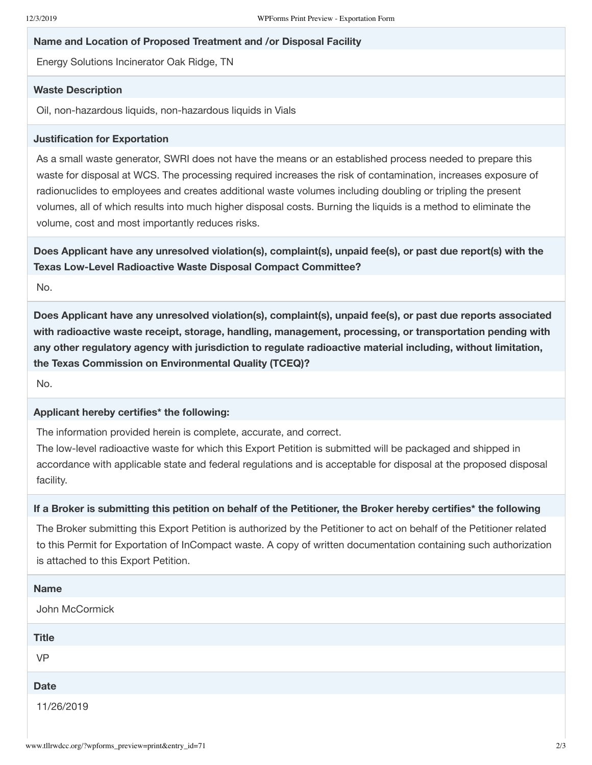**Name and Location of Proposed Treatment and /or Disposal Facility**

Energy Solutions Incinerator Oak Ridge, TN

**Waste Description**

Oil, non-hazardous liquids, non-hazardous liquids in Vials

**Justification for Exportation**

As a small waste generator, SWRI does not have the means or an established process needed to prepare this waste for disposal at WCS. The processing required increases the risk of contamination, increases exposure of radionuclides to employees and creates additional waste volumes including doubling or tripling the present volumes, all of which results into much higher disposal costs. Burning the liquids is a method to eliminate the volume, cost and most importantly reduces risks.

**Does Applicant have any unresolved violation(s), complaint(s), unpaid fee(s), or past due report(s) with the Texas Low-Level Radioactive Waste Disposal Compact Committee?**

No.

**Does Applicant have any unresolved violation(s), complaint(s), unpaid fee(s), or past due reports associated with radioactive waste receipt, storage, handling, management, processing, or transportation pending with any other regulatory agency with jurisdiction to regulate radioactive material including, without limitation, the Texas Commission on Environmental Quality (TCEQ)?**

No.

**Applicant hereby certifies* the following:**

The information provided herein is complete, accurate, and correct.
The low-level radioactive waste for which this Export Petition is submitted will be packaged and shipped in accordance with applicable state and federal regulations and is acceptable for disposal at the proposed disposal facility.

**If a Broker is submitting this petition on behalf of the Petitioner, the Broker hereby certifies* the following**

The Broker submitting this Export Petition is authorized by the Petitioner to act on behalf of the Petitioner related to this Permit for Exportation of InCompact waste. A copy of written documentation containing such authorization is attached to this Export Petition.

**Name**

John McCormick

**Title**

VP

**Date**

11/26/2019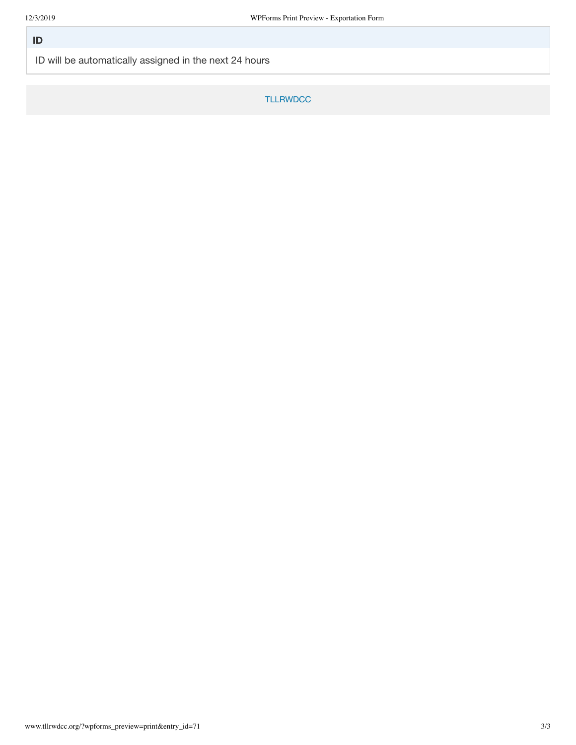**ID**

ID will be automatically assigned in the next 24 hours

TLLRWDCC